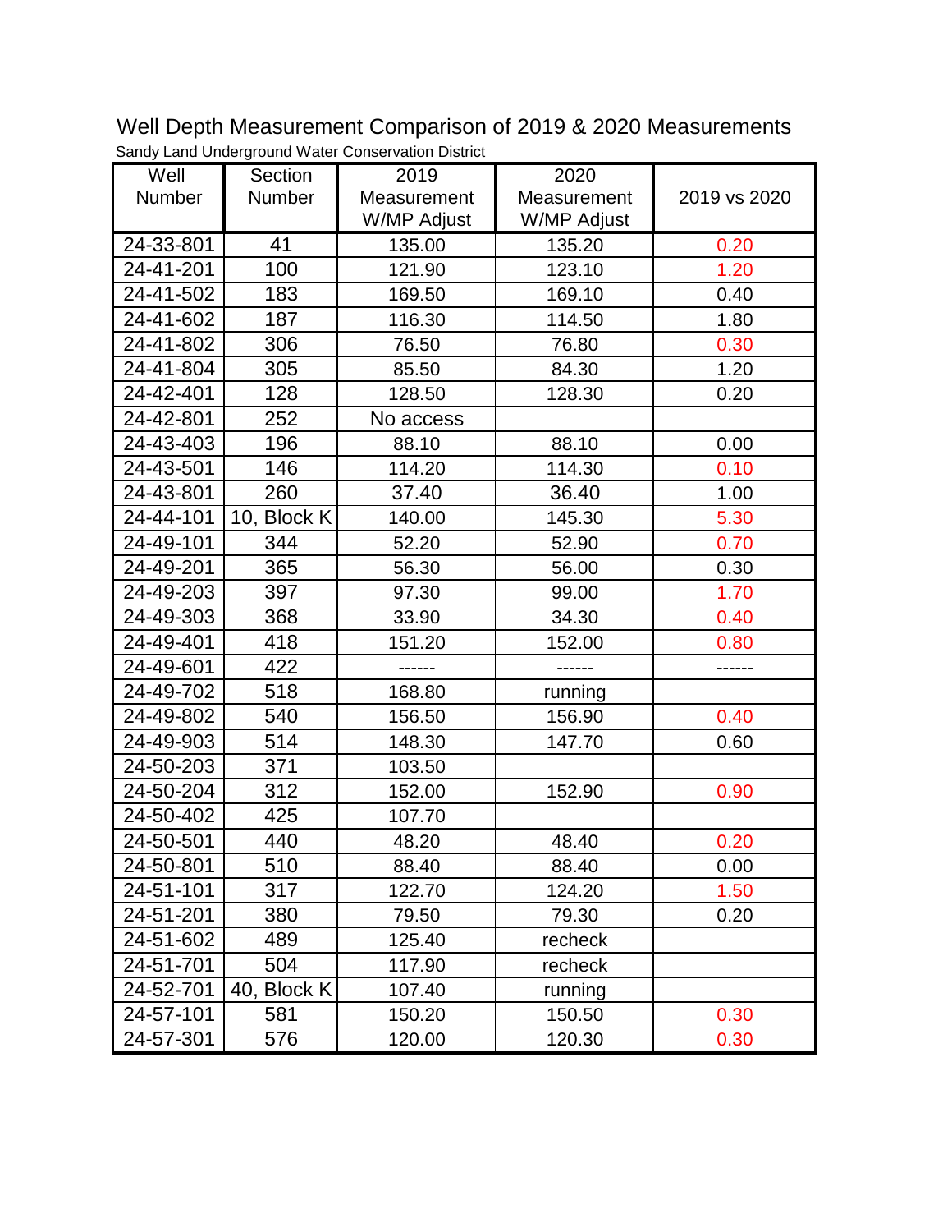# Well Depth Measurement Comparison of 2019 & 2020 Measurements

Sandy Land Underground Water Conservation District

| Well Number | Section Number | 2019 Measurement W/MP Adjust | 2020 Measurement W/MP Adjust | 2019 vs 2020 |
|---|---|---|---|---|
| 24-33-801 | 41 | 135.00 | 135.20 | 0.20 |
| 24-41-201 | 100 | 121.90 | 123.10 | 1.20 |
| 24-41-502 | 183 | 169.50 | 169.10 | 0.40 |
| 24-41-602 | 187 | 116.30 | 114.50 | 1.80 |
| 24-41-802 | 306 | 76.50 | 76.80 | 0.30 |
| 24-41-804 | 305 | 85.50 | 84.30 | 1.20 |
| 24-42-401 | 128 | 128.50 | 128.30 | 0.20 |
| 24-42-801 | 252 | No access | | |
| 24-43-403 | 196 | 88.10 | 88.10 | 0.00 |
| 24-43-501 | 146 | 114.20 | 114.30 | 0.10 |
| 24-43-801 | 260 | 37.40 | 36.40 | 1.00 |
| 24-44-101 | 10, Block K | 140.00 | 145.30 | 5.30 |
| 24-49-101 | 344 | 52.20 | 52.90 | 0.70 |
| 24-49-201 | 365 | 56.30 | 56.00 | 0.30 |
| 24-49-203 | 397 | 97.30 | 99.00 | 1.70 |
| 24-49-303 | 368 | 33.90 | 34.30 | 0.40 |
| 24-49-401 | 418 | 151.20 | 152.00 | 0.80 |
| 24-49-601 | 422 | ------ | ------ | ------ |
| 24-49-702 | 518 | 168.80 | running | |
| 24-49-802 | 540 | 156.50 | 156.90 | 0.40 |
| 24-49-903 | 514 | 148.30 | 147.70 | 0.60 |
| 24-50-203 | 371 | 103.50 | | |
| 24-50-204 | 312 | 152.00 | 152.90 | 0.90 |
| 24-50-402 | 425 | 107.70 | | |
| 24-50-501 | 440 | 48.20 | 48.40 | 0.20 |
| 24-50-801 | 510 | 88.40 | 88.40 | 0.00 |
| 24-51-101 | 317 | 122.70 | 124.20 | 1.50 |
| 24-51-201 | 380 | 79.50 | 79.30 | 0.20 |
| 24-51-602 | 489 | 125.40 | recheck | |
| 24-51-701 | 504 | 117.90 | recheck | |
| 24-52-701 | 40, Block K | 107.40 | running | |
| 24-57-101 | 581 | 150.20 | 150.50 | 0.30 |
| 24-57-301 | 576 | 120.00 | 120.30 | 0.30 |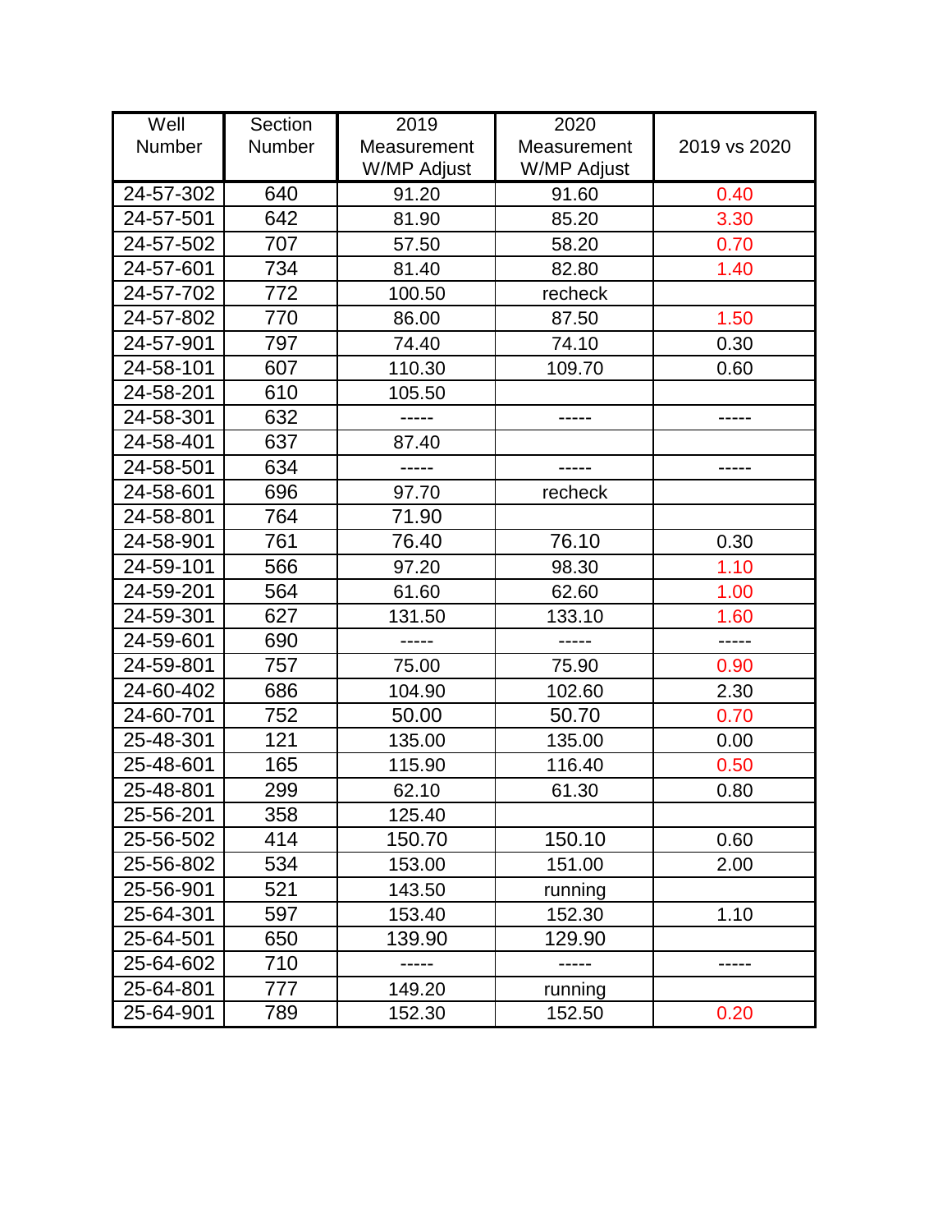| Well Number | Section Number | 2019 Measurement W/MP Adjust | 2020 Measurement W/MP Adjust | 2019 vs 2020 |
|---|---|---|---|---|
| 24-57-302 | 640 | 91.20 | 91.60 | 0.40 |
| 24-57-501 | 642 | 81.90 | 85.20 | 3.30 |
| 24-57-502 | 707 | 57.50 | 58.20 | 0.70 |
| 24-57-601 | 734 | 81.40 | 82.80 | 1.40 |
| 24-57-702 | 772 | 100.50 | recheck | |
| 24-57-802 | 770 | 86.00 | 87.50 | 1.50 |
| 24-57-901 | 797 | 74.40 | 74.10 | 0.30 |
| 24-58-101 | 607 | 110.30 | 109.70 | 0.60 |
| 24-58-201 | 610 | 105.50 | | |
| 24-58-301 | 632 | ----- | ----- | ----- |
| 24-58-401 | 637 | 87.40 | | |
| 24-58-501 | 634 | ----- | ----- | ----- |
| 24-58-601 | 696 | 97.70 | recheck | |
| 24-58-801 | 764 | 71.90 | | |
| 24-58-901 | 761 | 76.40 | 76.10 | 0.30 |
| 24-59-101 | 566 | 97.20 | 98.30 | 1.10 |
| 24-59-201 | 564 | 61.60 | 62.60 | 1.00 |
| 24-59-301 | 627 | 131.50 | 133.10 | 1.60 |
| 24-59-601 | 690 | ----- | ----- | ----- |
| 24-59-801 | 757 | 75.00 | 75.90 | 0.90 |
| 24-60-402 | 686 | 104.90 | 102.60 | 2.30 |
| 24-60-701 | 752 | 50.00 | 50.70 | 0.70 |
| 25-48-301 | 121 | 135.00 | 135.00 | 0.00 |
| 25-48-601 | 165 | 115.90 | 116.40 | 0.50 |
| 25-48-801 | 299 | 62.10 | 61.30 | 0.80 |
| 25-56-201 | 358 | 125.40 | | |
| 25-56-502 | 414 | 150.70 | 150.10 | 0.60 |
| 25-56-802 | 534 | 153.00 | 151.00 | 2.00 |
| 25-56-901 | 521 | 143.50 | running | |
| 25-64-301 | 597 | 153.40 | 152.30 | 1.10 |
| 25-64-501 | 650 | 139.90 | 129.90 | |
| 25-64-602 | 710 | ----- | ----- | ----- |
| 25-64-801 | 777 | 149.20 | running | |
| 25-64-901 | 789 | 152.30 | 152.50 | 0.20 |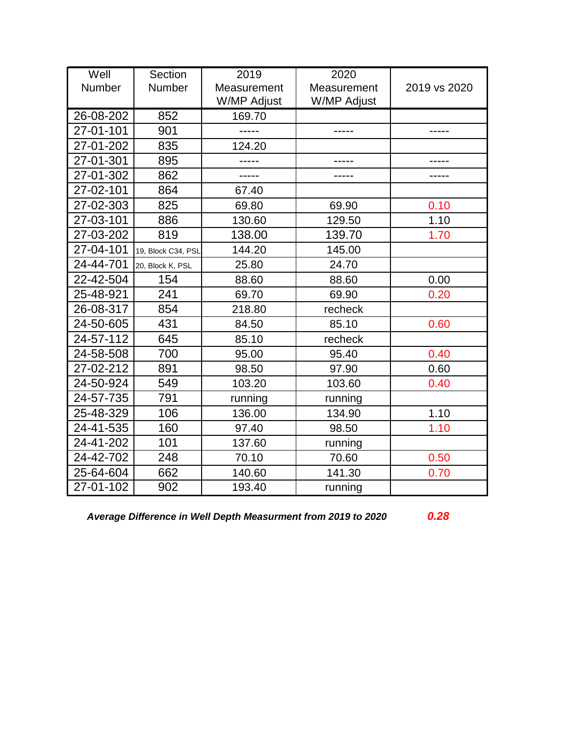| Well Number | Section Number | 2019 Measurement W/MP Adjust | 2020 Measurement W/MP Adjust | 2019 vs 2020 |
|---|---|---|---|---|
| 26-08-202 | 852 | 169.70 | | |
| 27-01-101 | 901 | ----- | ----- | ----- |
| 27-01-202 | 835 | 124.20 | | |
| 27-01-301 | 895 | ----- | ----- | ----- |
| 27-01-302 | 862 | ----- | ----- | ----- |
| 27-02-101 | 864 | 67.40 | | |
| 27-02-303 | 825 | 69.80 | 69.90 | 0.10 |
| 27-03-101 | 886 | 130.60 | 129.50 | 1.10 |
| 27-03-202 | 819 | 138.00 | 139.70 | 1.70 |
| 27-04-101 | 19, Block C34, PSL | 144.20 | 145.00 | |
| 24-44-701 | 20, Block K, PSL | 25.80 | 24.70 | |
| 22-42-504 | 154 | 88.60 | 88.60 | 0.00 |
| 25-48-921 | 241 | 69.70 | 69.90 | 0.20 |
| 26-08-317 | 854 | 218.80 | recheck | |
| 24-50-605 | 431 | 84.50 | 85.10 | 0.60 |
| 24-57-112 | 645 | 85.10 | recheck | |
| 24-58-508 | 700 | 95.00 | 95.40 | 0.40 |
| 27-02-212 | 891 | 98.50 | 97.90 | 0.60 |
| 24-50-924 | 549 | 103.20 | 103.60 | 0.40 |
| 24-57-735 | 791 | running | running | |
| 25-48-329 | 106 | 136.00 | 134.90 | 1.10 |
| 24-41-535 | 160 | 97.40 | 98.50 | 1.10 |
| 24-41-202 | 101 | 137.60 | running | |
| 24-42-702 | 248 | 70.10 | 70.60 | 0.50 |
| 25-64-604 | 662 | 140.60 | 141.30 | 0.70 |
| 27-01-102 | 902 | 193.40 | running | |

***Average Difference in Well Depth Measurment from 2019 to 2020*** ***0.28***